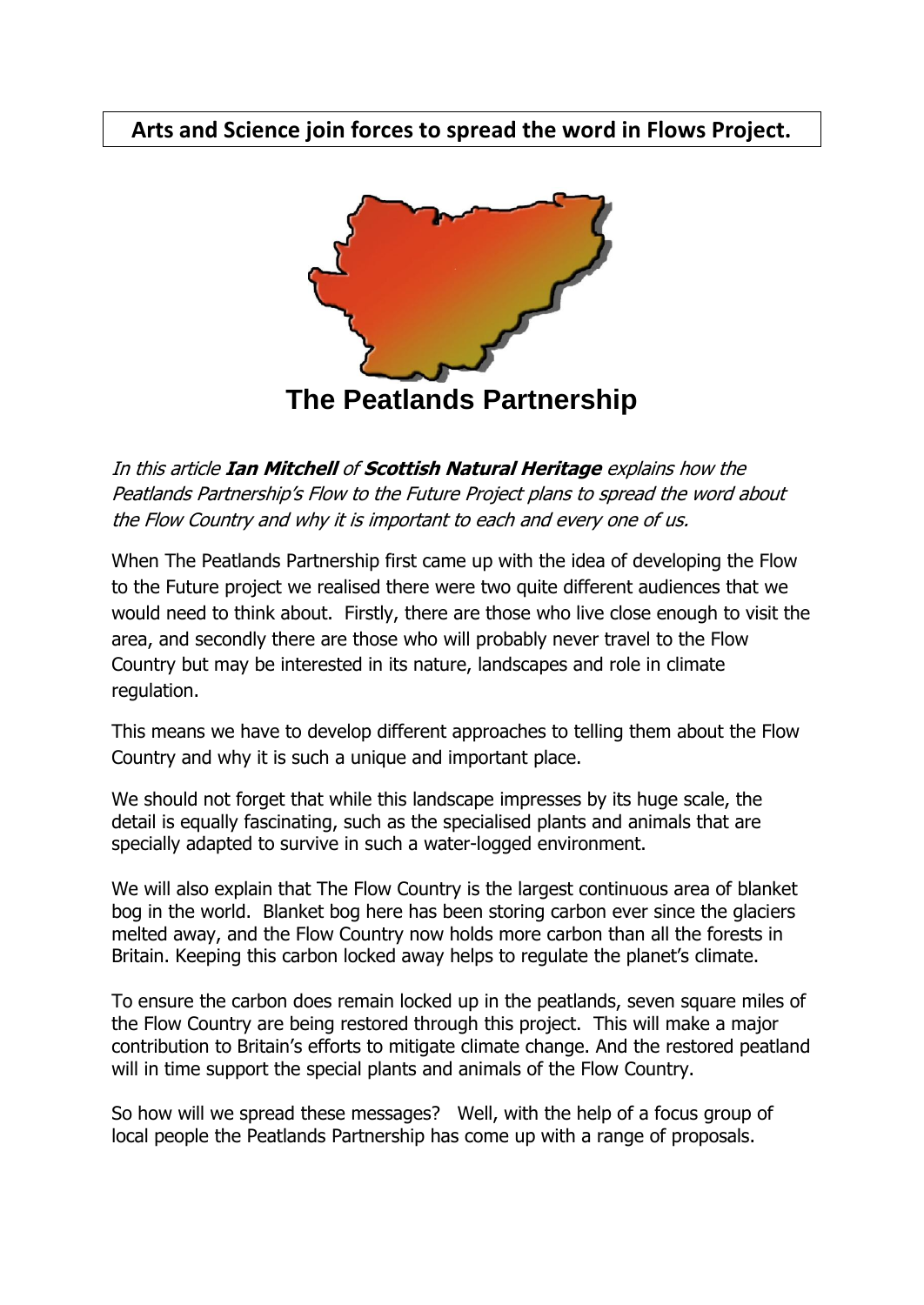# Arts and Science join forces to spread the word in Flows Project.

**The Peatlands Partnership**

*In this article **Ian Mitchell** of **Scottish Natural Heritage** explains how the Peatlands Partnership's Flow to the Future Project plans to spread the word about the Flow Country and why it is important to each and every one of us.*

When The Peatlands Partnership first came up with the idea of developing the Flow to the Future project we realised there were two quite different audiences that we would need to think about. Firstly, there are those who live close enough to visit the area, and secondly there are those who will probably never travel to the Flow Country but may be interested in its nature, landscapes and role in climate regulation.

This means we have to develop different approaches to telling them about the Flow Country and why it is such a unique and important place.

We should not forget that while this landscape impresses by its huge scale, the detail is equally fascinating, such as the specialised plants and animals that are specially adapted to survive in such a water-logged environment.

We will also explain that The Flow Country is the largest continuous area of blanket bog in the world. Blanket bog here has been storing carbon ever since the glaciers melted away, and the Flow Country now holds more carbon than all the forests in Britain. Keeping this carbon locked away helps to regulate the planet's climate.

To ensure the carbon does remain locked up in the peatlands, seven square miles of the Flow Country are being restored through this project. This will make a major contribution to Britain's efforts to mitigate climate change. And the restored peatland will in time support the special plants and animals of the Flow Country.

So how will we spread these messages? Well, with the help of a focus group of local people the Peatlands Partnership has come up with a range of proposals.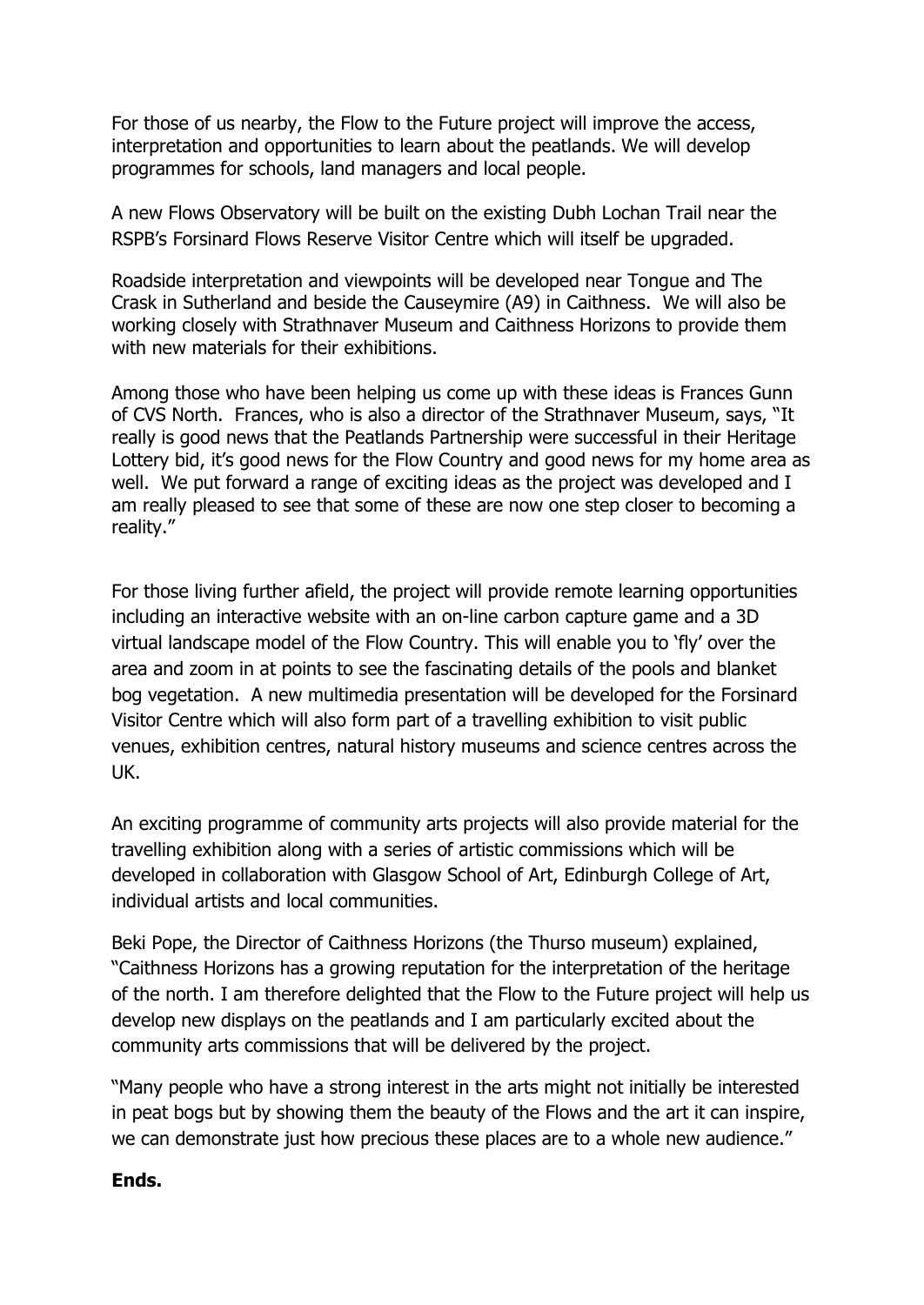For those of us nearby, the Flow to the Future project will improve the access, interpretation and opportunities to learn about the peatlands. We will develop programmes for schools, land managers and local people.

A new Flows Observatory will be built on the existing Dubh Lochan Trail near the RSPB's Forsinard Flows Reserve Visitor Centre which will itself be upgraded.

Roadside interpretation and viewpoints will be developed near Tongue and The Crask in Sutherland and beside the Causeymire (A9) in Caithness. We will also be working closely with Strathnaver Museum and Caithness Horizons to provide them with new materials for their exhibitions.

Among those who have been helping us come up with these ideas is Frances Gunn of CVS North. Frances, who is also a director of the Strathnaver Museum, says, "It really is good news that the Peatlands Partnership were successful in their Heritage Lottery bid, it's good news for the Flow Country and good news for my home area as well. We put forward a range of exciting ideas as the project was developed and I am really pleased to see that some of these are now one step closer to becoming a reality."

For those living further afield, the project will provide remote learning opportunities including an interactive website with an on-line carbon capture game and a 3D virtual landscape model of the Flow Country. This will enable you to 'fly' over the area and zoom in at points to see the fascinating details of the pools and blanket bog vegetation. A new multimedia presentation will be developed for the Forsinard Visitor Centre which will also form part of a travelling exhibition to visit public venues, exhibition centres, natural history museums and science centres across the UK.

An exciting programme of community arts projects will also provide material for the travelling exhibition along with a series of artistic commissions which will be developed in collaboration with Glasgow School of Art, Edinburgh College of Art, individual artists and local communities.

Beki Pope, the Director of Caithness Horizons (the Thurso museum) explained, "Caithness Horizons has a growing reputation for the interpretation of the heritage of the north. I am therefore delighted that the Flow to the Future project will help us develop new displays on the peatlands and I am particularly excited about the community arts commissions that will be delivered by the project.

"Many people who have a strong interest in the arts might not initially be interested in peat bogs but by showing them the beauty of the Flows and the art it can inspire, we can demonstrate just how precious these places are to a whole new audience."

**Ends.**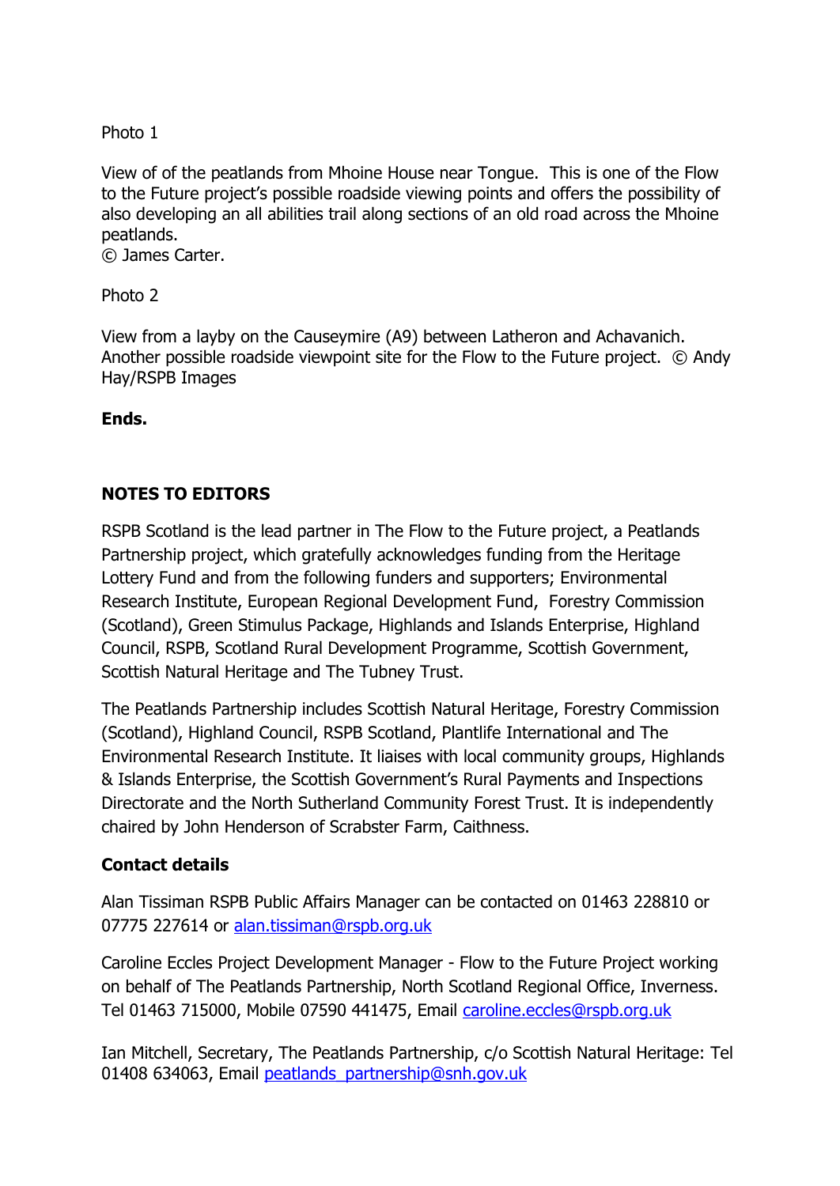Photo 1

View of of the peatlands from Mhoine House near Tongue. This is one of the Flow to the Future project's possible roadside viewing points and offers the possibility of also developing an all abilities trail along sections of an old road across the Mhoine peatlands.
© James Carter.

Photo 2

View from a layby on the Causeymire (A9) between Latheron and Achavanich. Another possible roadside viewpoint site for the Flow to the Future project. © Andy Hay/RSPB Images

**Ends.**

**NOTES TO EDITORS**

RSPB Scotland is the lead partner in The Flow to the Future project, a Peatlands Partnership project, which gratefully acknowledges funding from the Heritage Lottery Fund and from the following funders and supporters; Environmental Research Institute, European Regional Development Fund, Forestry Commission (Scotland), Green Stimulus Package, Highlands and Islands Enterprise, Highland Council, RSPB, Scotland Rural Development Programme, Scottish Government, Scottish Natural Heritage and The Tubney Trust.

The Peatlands Partnership includes Scottish Natural Heritage, Forestry Commission (Scotland), Highland Council, RSPB Scotland, Plantlife International and The Environmental Research Institute. It liaises with local community groups, Highlands & Islands Enterprise, the Scottish Government's Rural Payments and Inspections Directorate and the North Sutherland Community Forest Trust. It is independently chaired by John Henderson of Scrabster Farm, Caithness.

**Contact details**

Alan Tissiman RSPB Public Affairs Manager can be contacted on 01463 228810 or 07775 227614 or alan.tissiman@rspb.org.uk

Caroline Eccles Project Development Manager - Flow to the Future Project working on behalf of The Peatlands Partnership, North Scotland Regional Office, Inverness. Tel 01463 715000, Mobile 07590 441475, Email caroline.eccles@rspb.org.uk

Ian Mitchell, Secretary, The Peatlands Partnership, c/o Scottish Natural Heritage: Tel 01408 634063, Email peatlands_partnership@snh.gov.uk